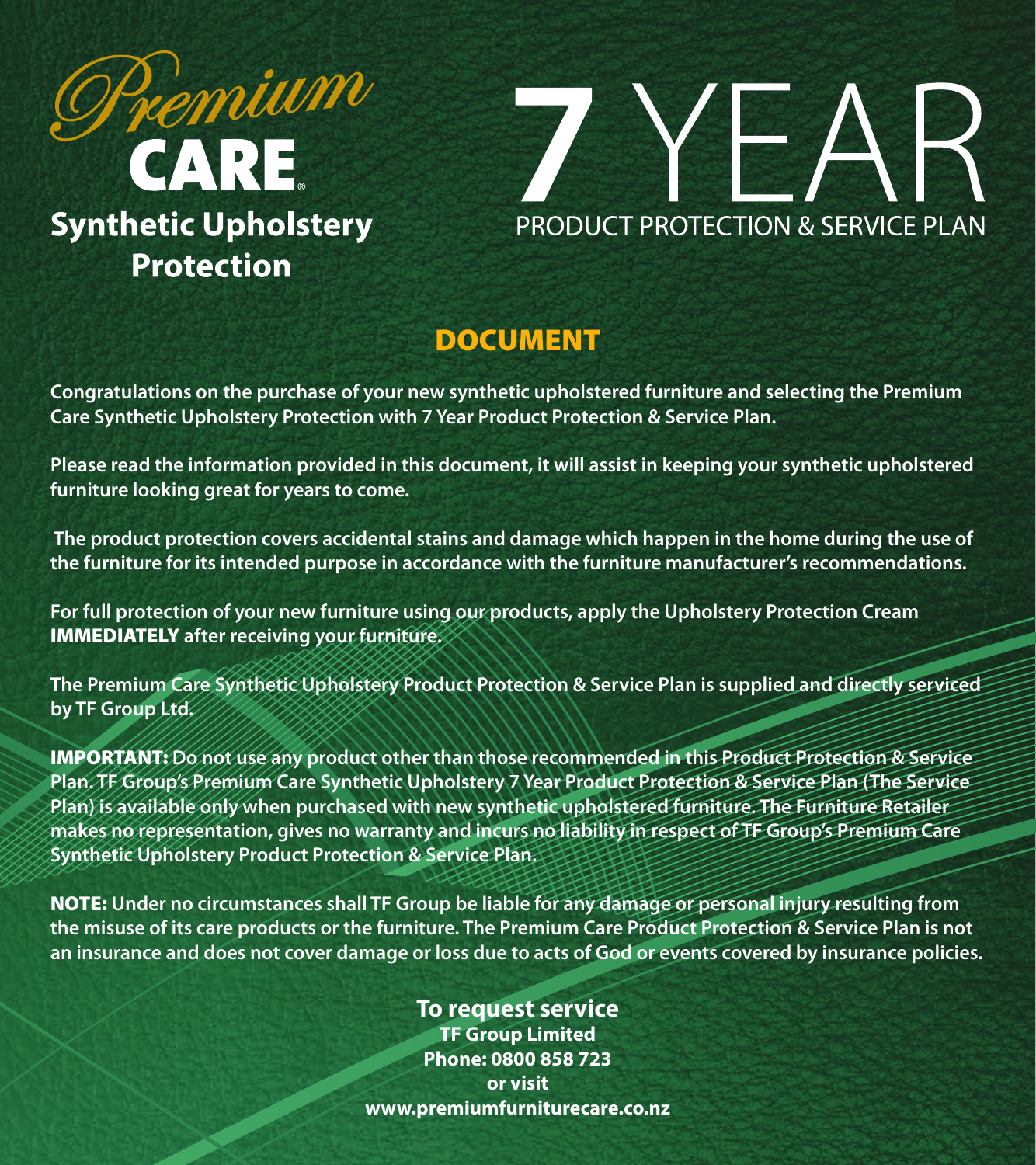# Premium CARE®

## Synthetic Upholstery Protection

# 7 YEAR

## PRODUCT PROTECTION & SERVICE PLAN

## DOCUMENT

**Congratulations on the purchase of your new synthetic upholstered furniture and selecting the Premium Care Synthetic Upholstery Protection with 7 Year Product Protection & Service Plan.**

**Please read the information provided in this document, it will assist in keeping your synthetic upholstered furniture looking great for years to come.**

**The product protection covers accidental stains and damage which happen in the home during the use of the furniture for its intended purpose in accordance with the furniture manufacturer's recommendations.**

**For full protection of your new furniture using our products, apply the Upholstery Protection Cream IMMEDIATELY after receiving your furniture.**

**The Premium Care Synthetic Upholstery Product Protection & Service Plan is supplied and directly serviced by TF Group Ltd.**

**IMPORTANT: Do not use any product other than those recommended in this Product Protection & Service Plan. TF Group's Premium Care Synthetic Upholstery 7 Year Product Protection & Service Plan (The Service Plan) is available only when purchased with new synthetic upholstered furniture. The Furniture Retailer makes no representation, gives no warranty and incurs no liability in respect of TF Group's Premium Care Synthetic Upholstery Product Protection & Service Plan.**

**NOTE: Under no circumstances shall TF Group be liable for any damage or personal injury resulting from the misuse of its care products or the furniture. The Premium Care Product Protection & Service Plan is not an insurance and does not cover damage or loss due to acts of God or events covered by insurance policies.**

**To request service**
**TF Group Limited**
**Phone: 0800 858 723**
**or visit**
**www.premiumfurniturecare.co.nz**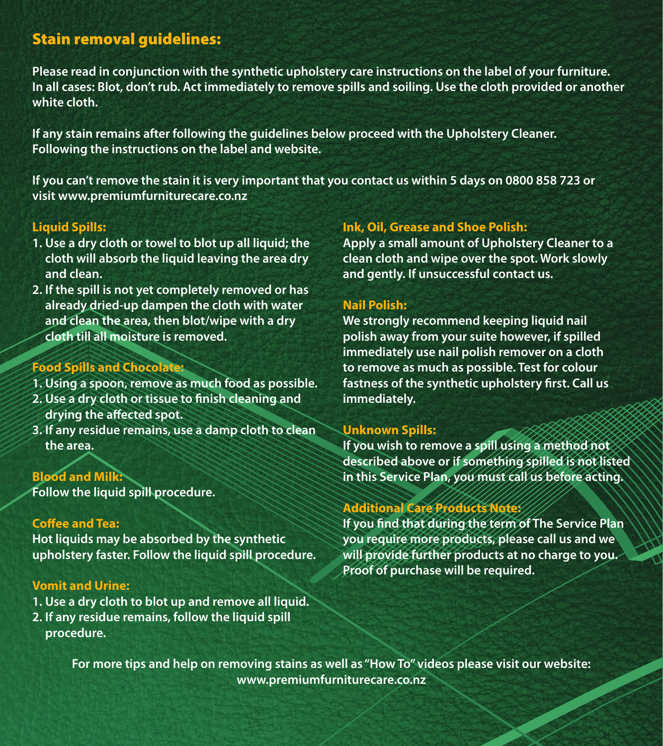## Stain removal guidelines:

**Please read in conjunction with the synthetic upholstery care instructions on the label of your furniture. In all cases: Blot, don't rub. Act immediately to remove spills and soiling. Use the cloth provided or another white cloth.**

**If any stain remains after following the guidelines below proceed with the Upholstery Cleaner. Following the instructions on the label and website.**

**If you can't remove the stain it is very important that you contact us within 5 days on 0800 858 723 or visit www.premiumfurniturecare.co.nz**

### Liquid Spills:

1. Use a dry cloth or towel to blot up all liquid; the cloth will absorb the liquid leaving the area dry and clean.
2. If the spill is not yet completely removed or has already dried-up dampen the cloth with water and clean the area, then blot/wipe with a dry cloth till all moisture is removed.

### Food Spills and Chocolate:

1. Using a spoon, remove as much food as possible.
2. Use a dry cloth or tissue to finish cleaning and drying the affected spot.
3. If any residue remains, use a damp cloth to clean the area.

### Blood and Milk:

Follow the liquid spill procedure.

### Coffee and Tea:

Hot liquids may be absorbed by the synthetic upholstery faster. Follow the liquid spill procedure.

### Vomit and Urine:

1. Use a dry cloth to blot up and remove all liquid.
2. If any residue remains, follow the liquid spill procedure.

### Ink, Oil, Grease and Shoe Polish:

Apply a small amount of Upholstery Cleaner to a clean cloth and wipe over the spot. Work slowly and gently. If unsuccessful contact us.

### Nail Polish:

We strongly recommend keeping liquid nail polish away from your suite however, if spilled immediately use nail polish remover on a cloth to remove as much as possible. Test for colour fastness of the synthetic upholstery first. Call us immediately.

### Unknown Spills:

If you wish to remove a spill using a method not described above or if something spilled is not listed in this Service Plan, you must call us before acting.

### Additional Care Products Note:

If you find that during the term of The Service Plan you require more products, please call us and we will provide further products at no charge to you. Proof of purchase will be required.

**For more tips and help on removing stains as well as "How To" videos please visit our website: www.premiumfurniturecare.co.nz**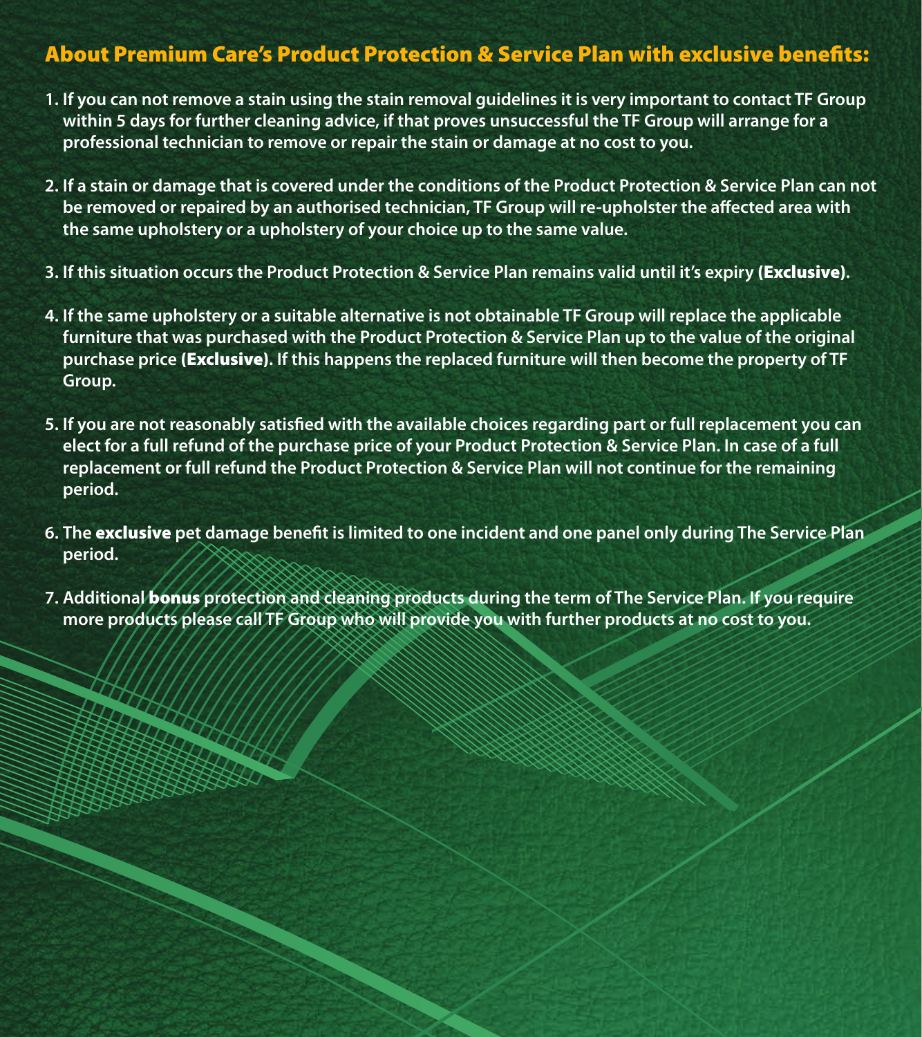## About Premium Care's Product Protection & Service Plan with exclusive benefits:

1. If you can not remove a stain using the stain removal guidelines it is very important to contact TF Group within 5 days for further cleaning advice, if that proves unsuccessful the TF Group will arrange for a professional technician to remove or repair the stain or damage at no cost to you.

2. If a stain or damage that is covered under the conditions of the Product Protection & Service Plan can not be removed or repaired by an authorised technician, TF Group will re-upholster the affected area with the same upholstery or a upholstery of your choice up to the same value.

3. If this situation occurs the Product Protection & Service Plan remains valid until it's expiry **(Exclusive)**.

4. If the same upholstery or a suitable alternative is not obtainable TF Group will replace the applicable furniture that was purchased with the Product Protection & Service Plan up to the value of the original purchase price **(Exclusive)**. If this happens the replaced furniture will then become the property of TF Group.

5. If you are not reasonably satisfied with the available choices regarding part or full replacement you can elect for a full refund of the purchase price of your Product Protection & Service Plan. In case of a full replacement or full refund the Product Protection & Service Plan will not continue for the remaining period.

6. The **exclusive** pet damage benefit is limited to one incident and one panel only during The Service Plan period.

7. Additional **bonus** protection and cleaning products during the term of The Service Plan. If you require more products please call TF Group who will provide you with further products at no cost to you.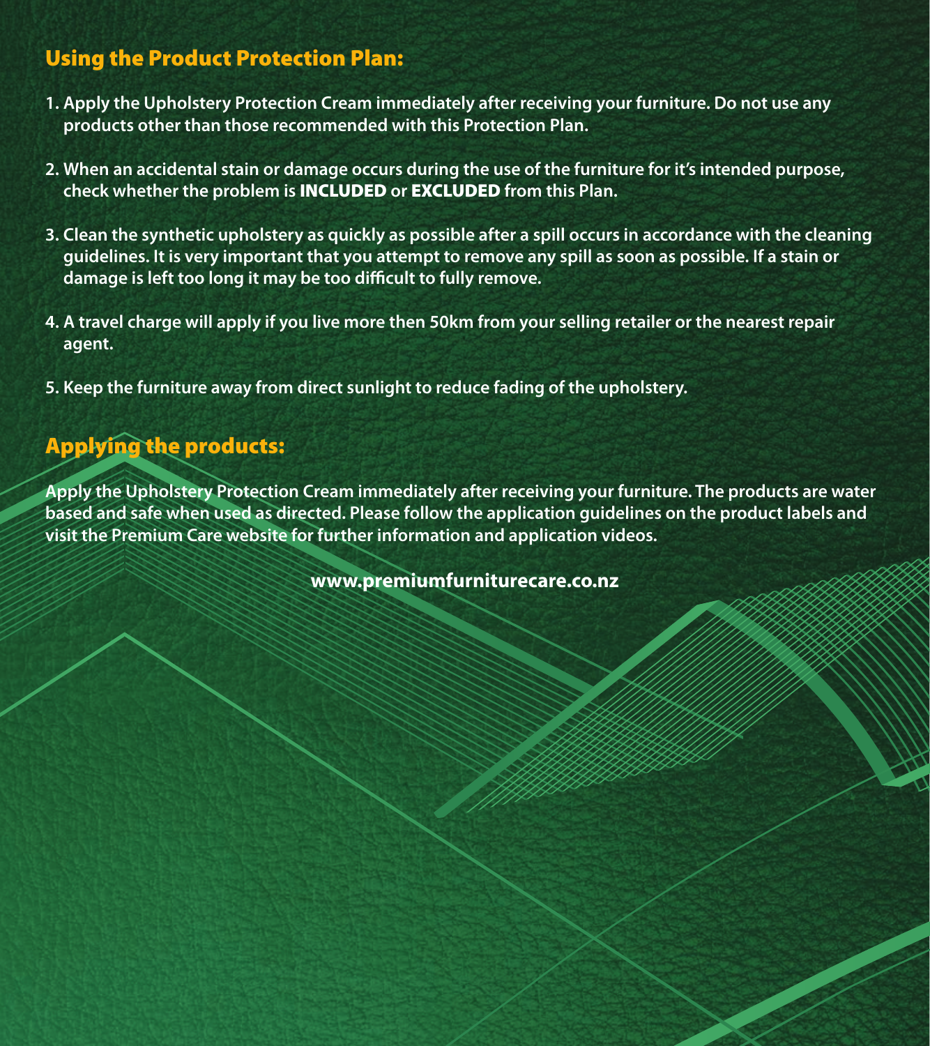## Using the Product Protection Plan:

1. Apply the Upholstery Protection Cream immediately after receiving your furniture. Do not use any products other than those recommended with this Protection Plan.

2. When an accidental stain or damage occurs during the use of the furniture for it's intended purpose, check whether the problem is **INCLUDED** or **EXCLUDED** from this Plan.

3. Clean the synthetic upholstery as quickly as possible after a spill occurs in accordance with the cleaning guidelines. It is very important that you attempt to remove any spill as soon as possible. If a stain or damage is left too long it may be too difficult to fully remove.

4. A travel charge will apply if you live more then 50km from your selling retailer or the nearest repair agent.

5. Keep the furniture away from direct sunlight to reduce fading of the upholstery.

## Applying the products:

Apply the Upholstery Protection Cream immediately after receiving your furniture. The products are water based and safe when used as directed. Please follow the application guidelines on the product labels and visit the Premium Care website for further information and application videos.

**www.premiumfurniturecare.co.nz**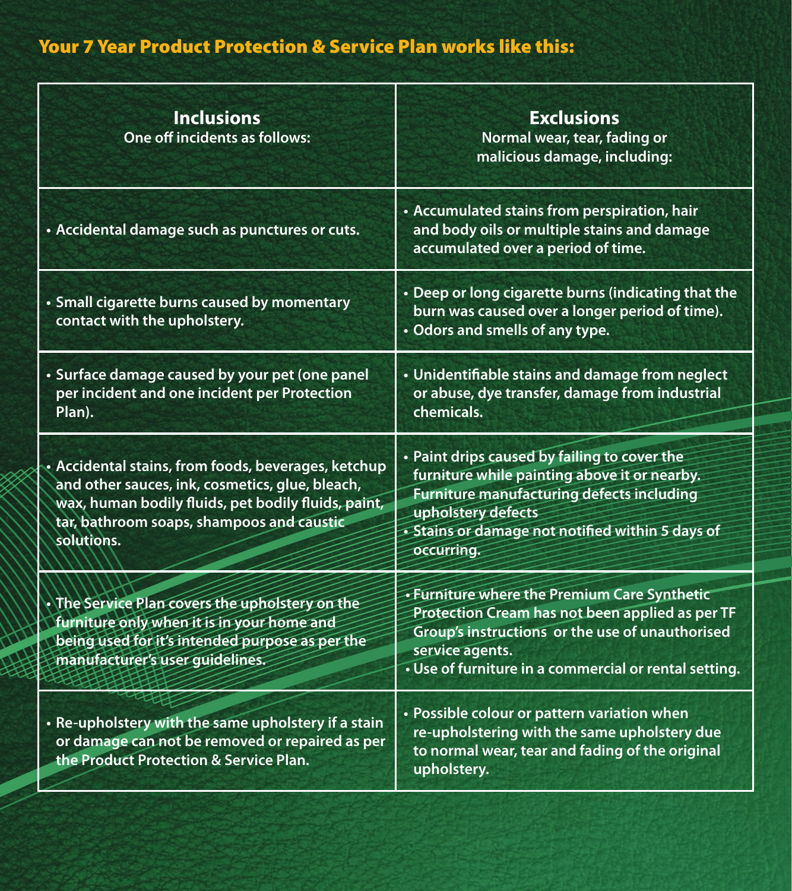## Your 7 Year Product Protection & Service Plan works like this:

| **Inclusions**<br>One off incidents as follows: | **Exclusions**<br>Normal wear, tear, fading or malicious damage, including: |
|---|---|
| • Accidental damage such as punctures or cuts. | • Accumulated stains from perspiration, hair and body oils or multiple stains and damage accumulated over a period of time. |
| • Small cigarette burns caused by momentary contact with the upholstery. | • Deep or long cigarette burns (indicating that the burn was caused over a longer period of time).<br>• Odors and smells of any type. |
| • Surface damage caused by your pet (one panel per incident and one incident per Protection Plan). | • Unidentifiable stains and damage from neglect or abuse, dye transfer, damage from industrial chemicals. |
| • Accidental stains, from foods, beverages, ketchup and other sauces, ink, cosmetics, glue, bleach, wax, human bodily fluids, pet bodily fluids, paint, tar, bathroom soaps, shampoos and caustic solutions. | • Paint drips caused by failing to cover the furniture while painting above it or nearby. Furniture manufacturing defects including upholstery defects<br>• Stains or damage not notified within 5 days of occurring. |
| • The Service Plan covers the upholstery on the furniture only when it is in your home and being used for it's intended purpose as per the manufacturer's user guidelines. | • Furniture where the Premium Care Synthetic Protection Cream has not been applied as per TF Group's instructions or the use of unauthorised service agents.<br>• Use of furniture in a commercial or rental setting. |
| • Re-upholstery with the same upholstery if a stain or damage can not be removed or repaired as per the Product Protection & Service Plan. | • Possible colour or pattern variation when re-upholstering with the same upholstery due to normal wear, tear and fading of the original upholstery. |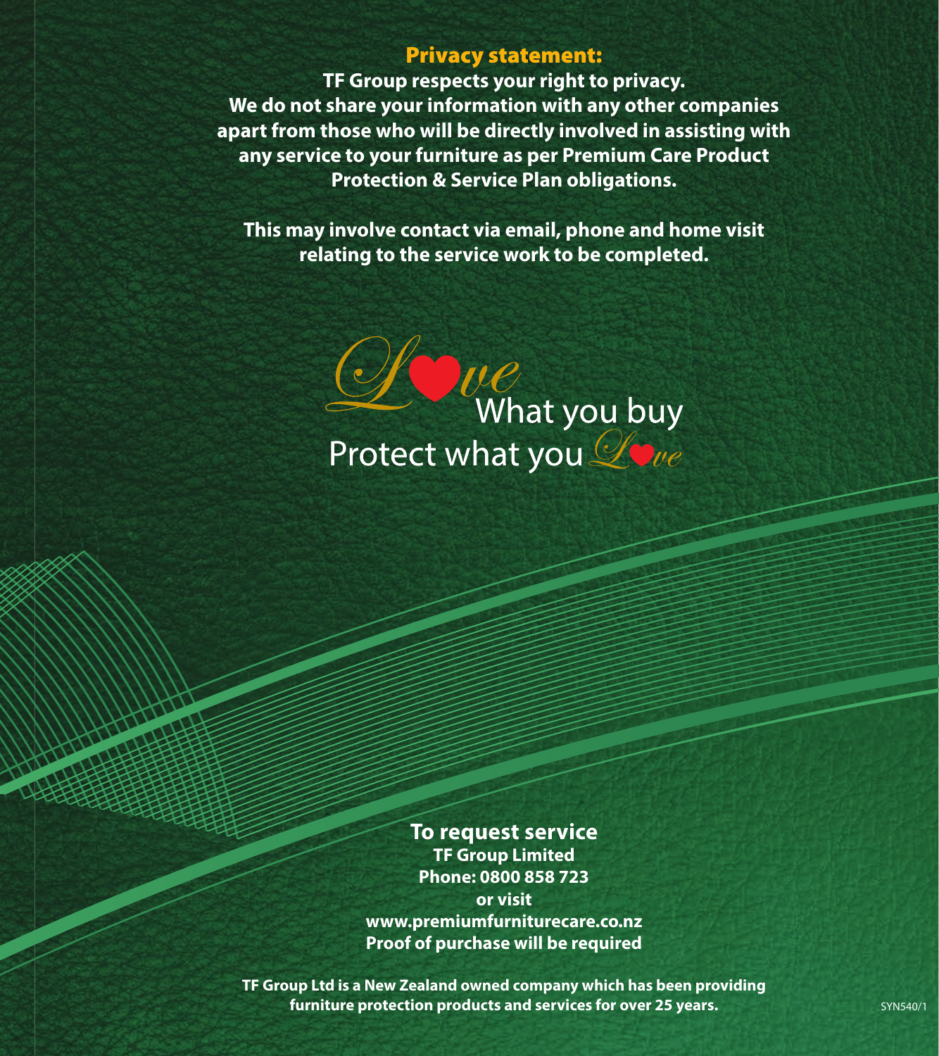## Privacy statement:

**TF Group respects your right to privacy. We do not share your information with any other companies apart from those who will be directly involved in assisting with any service to your furniture as per Premium Care Product Protection & Service Plan obligations.**

**This may involve contact via email, phone and home visit relating to the service work to be completed.**

Love What you buy
Protect what you Love

**To request service**
**TF Group Limited**
**Phone: 0800 858 723**
**or visit**
**www.premiumfurniturecare.co.nz**
**Proof of purchase will be required**

**TF Group Ltd is a New Zealand owned company which has been providing furniture protection products and services for over 25 years.**

SYN540/1